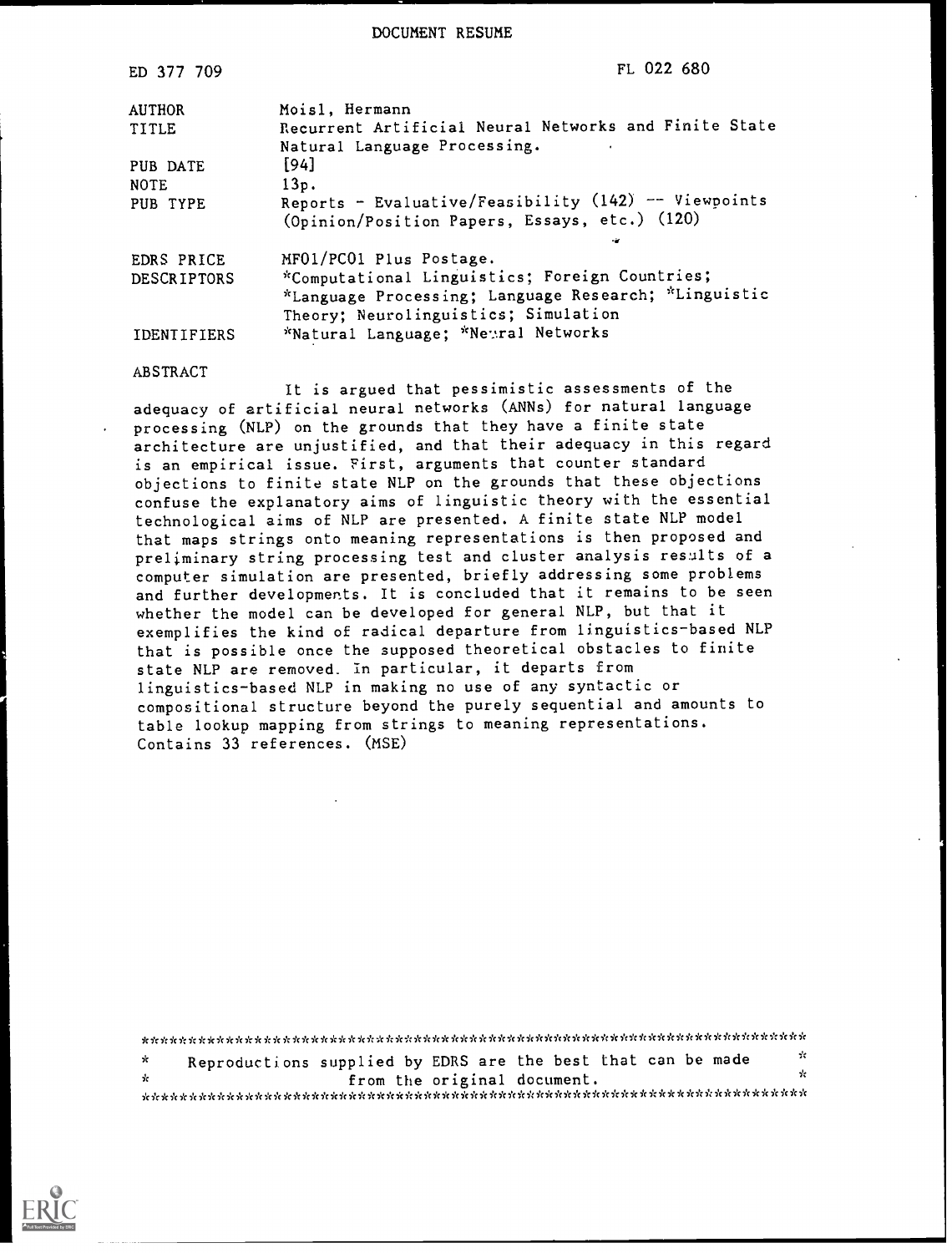# DOCUMENT RESUME

| | |
|---|---|
| ED 377 709 | FL 022 680 |

| | |
|---|---|
| AUTHOR | Moisl, Hermann |
| TITLE | Recurrent Artificial Neural Networks and Finite State Natural Language Processing. |
| PUB DATE | [94] |
| NOTE | 13p. |
| PUB TYPE | Reports - Evaluative/Feasibility (142) -- Viewpoints (Opinion/Position Papers, Essays, etc.) (120) |
| EDRS PRICE | MF01/PC01 Plus Postage. |
| DESCRIPTORS | *Computational Linguistics; Foreign Countries; *Language Processing; Language Research; *Linguistic Theory; Neurolinguistics; Simulation |
| IDENTIFIERS | *Natural Language; *Neural Networks |

## ABSTRACT

It is argued that pessimistic assessments of the adequacy of artificial neural networks (ANNs) for natural language processing (NLP) on the grounds that they have a finite state architecture are unjustified, and that their adequacy in this regard is an empirical issue. First, arguments that counter standard objections to finite state NLP on the grounds that these objections confuse the explanatory aims of linguistic theory with the essential technological aims of NLP are presented. A finite state NLP model that maps strings onto meaning representations is then proposed and preliminary string processing test and cluster analysis results of a computer simulation are presented, briefly addressing some problems and further developments. It is concluded that it remains to be seen whether the model can be developed for general NLP, but that it exemplifies the kind of radical departure from linguistics-based NLP that is possible once the supposed theoretical obstacles to finite state NLP are removed. In particular, it departs from linguistics-based NLP in making no use of any syntactic or compositional structure beyond the purely sequential and amounts to table lookup mapping from strings to meaning representations. Contains 33 references. (MSE)

***********************************************************************
* Reproductions supplied by EDRS are the best that can be made *
* from the original document. *
***********************************************************************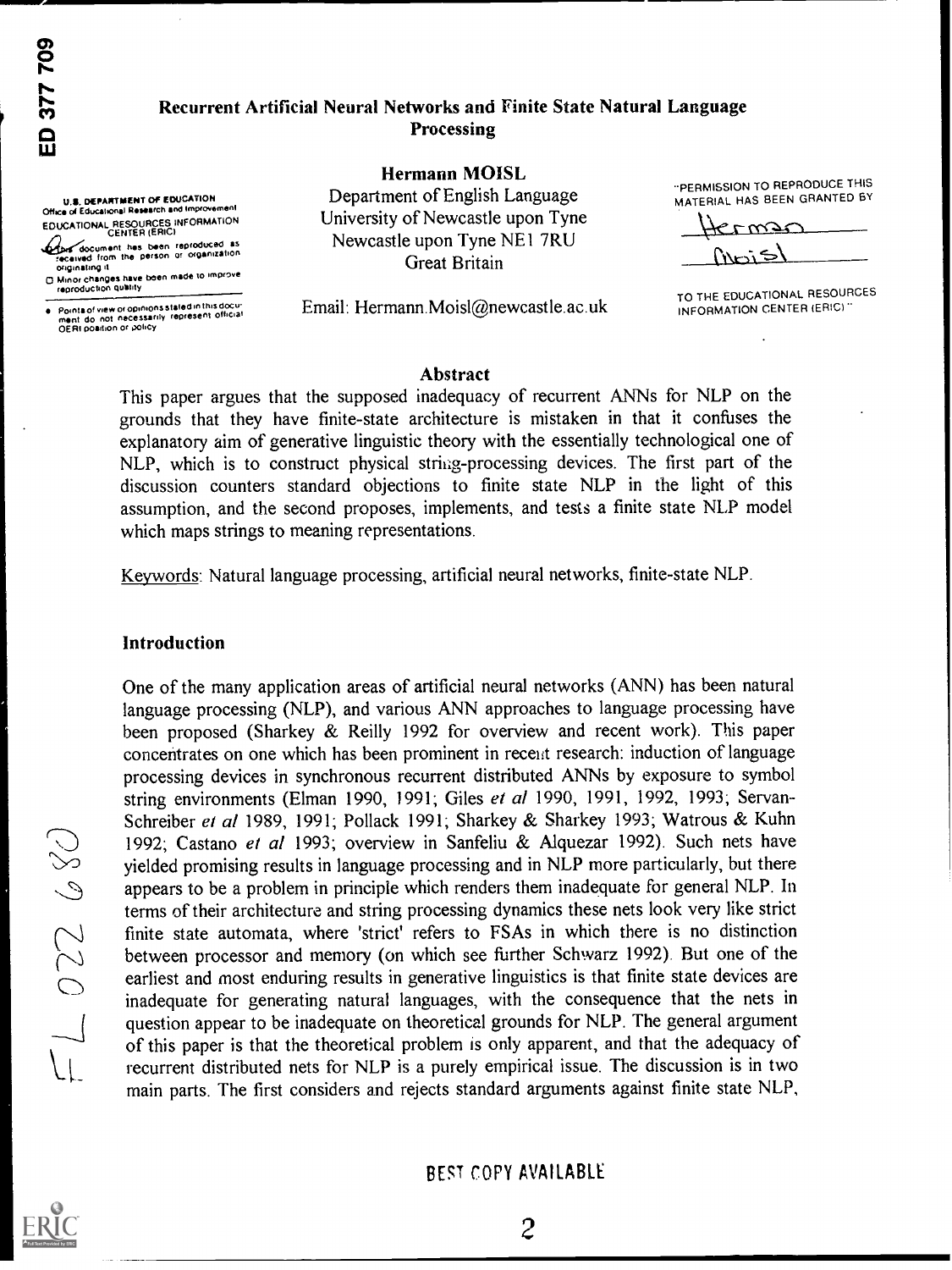# Recurrent Artificial Neural Networks and Finite State Natural Language Processing

**Hermann MOISL**

Department of English Language
University of Newcastle upon Tyne
Newcastle upon Tyne NE1 7RU
Great Britain

Email: Hermann.Moisl@newcastle.ac.uk

## Abstract

This paper argues that the supposed inadequacy of recurrent ANNs for NLP on the grounds that they have finite-state architecture is mistaken in that it confuses the explanatory aim of generative linguistic theory with the essentially technological one of NLP, which is to construct physical string-processing devices. The first part of the discussion counters standard objections to finite state NLP in the light of this assumption, and the second proposes, implements, and tests a finite state NLP model which maps strings to meaning representations.

Keywords: Natural language processing, artificial neural networks, finite-state NLP.

## Introduction

One of the many application areas of artificial neural networks (ANN) has been natural language processing (NLP), and various ANN approaches to language processing have been proposed (Sharkey & Reilly 1992 for overview and recent work). This paper concentrates on one which has been prominent in recent research: induction of language processing devices in synchronous recurrent distributed ANNs by exposure to symbol string environments (Elman 1990, 1991; Giles *et al* 1990, 1991, 1992, 1993; Servan-Schreiber *et al* 1989, 1991; Pollack 1991; Sharkey & Sharkey 1993; Watrous & Kuhn 1992; Castano *et al* 1993; overview in Sanfeliu & Alquezar 1992). Such nets have yielded promising results in language processing and in NLP more particularly, but there appears to be a problem in principle which renders them inadequate for general NLP. In terms of their architecture and string processing dynamics these nets look very like strict finite state automata, where 'strict' refers to FSAs in which there is no distinction between processor and memory (on which see further Schwarz 1992). But one of the earliest and most enduring results in generative linguistics is that finite state devices are inadequate for generating natural languages, with the consequence that the nets in question appear to be inadequate on theoretical grounds for NLP. The general argument of this paper is that the theoretical problem is only apparent, and that the adequacy of recurrent distributed nets for NLP is a purely empirical issue. The discussion is in two main parts. The first considers and rejects standard arguments against finite state NLP,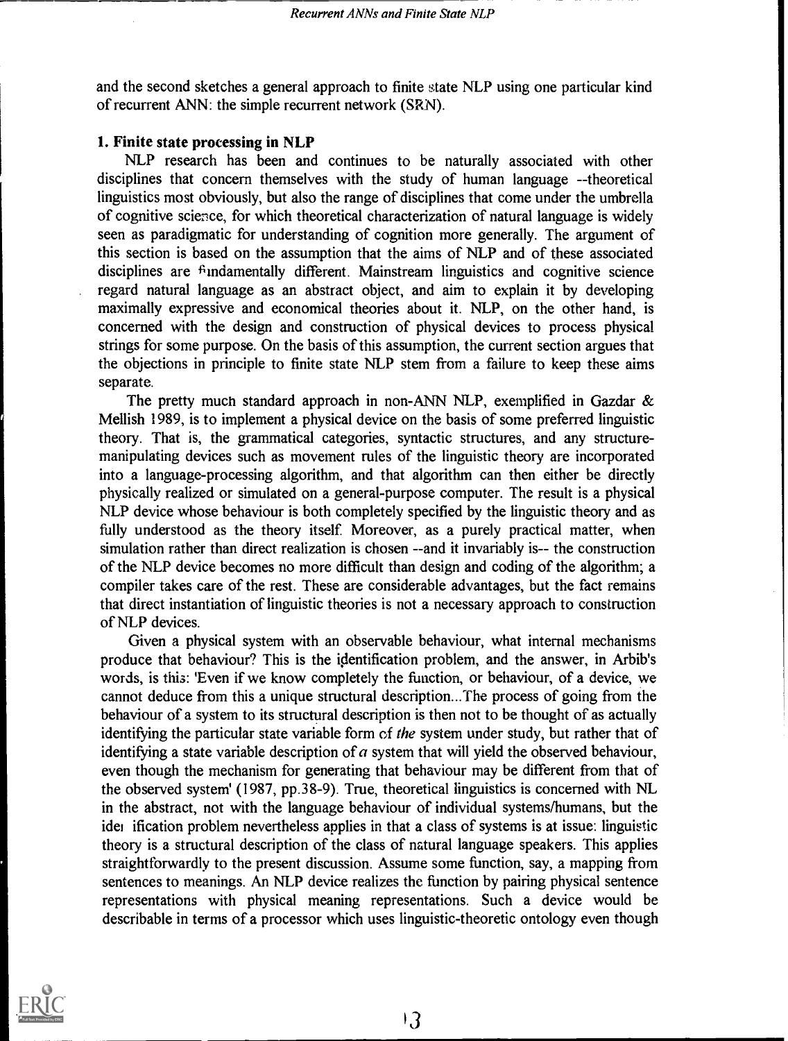and the second sketches a general approach to finite state NLP using one particular kind of recurrent ANN: the simple recurrent network (SRN).

### 1. Finite state processing in NLP

NLP research has been and continues to be naturally associated with other disciplines that concern themselves with the study of human language --theoretical linguistics most obviously, but also the range of disciplines that come under the umbrella of cognitive science, for which theoretical characterization of natural language is widely seen as paradigmatic for understanding of cognition more generally. The argument of this section is based on the assumption that the aims of NLP and of these associated disciplines are fundamentally different. Mainstream linguistics and cognitive science regard natural language as an abstract object, and aim to explain it by developing maximally expressive and economical theories about it. NLP, on the other hand, is concerned with the design and construction of physical devices to process physical strings for some purpose. On the basis of this assumption, the current section argues that the objections in principle to finite state NLP stem from a failure to keep these aims separate.

The pretty much standard approach in non-ANN NLP, exemplified in Gazdar & Mellish 1989, is to implement a physical device on the basis of some preferred linguistic theory. That is, the grammatical categories, syntactic structures, and any structure-manipulating devices such as movement rules of the linguistic theory are incorporated into a language-processing algorithm, and that algorithm can then either be directly physically realized or simulated on a general-purpose computer. The result is a physical NLP device whose behaviour is both completely specified by the linguistic theory and as fully understood as the theory itself. Moreover, as a purely practical matter, when simulation rather than direct realization is chosen --and it invariably is-- the construction of the NLP device becomes no more difficult than design and coding of the algorithm; a compiler takes care of the rest. These are considerable advantages, but the fact remains that direct instantiation of linguistic theories is not a necessary approach to construction of NLP devices.

Given a physical system with an observable behaviour, what internal mechanisms produce that behaviour? This is the identification problem, and the answer, in Arbib's words, is this: 'Even if we know completely the function, or behaviour, of a device, we cannot deduce from this a unique structural description...The process of going from the behaviour of a system to its structural description is then not to be thought of as actually identifying the particular state variable form of *the* system under study, but rather that of identifying a state variable description of *a* system that will yield the observed behaviour, even though the mechanism for generating that behaviour may be different from that of the observed system' (1987, pp.38-9). True, theoretical linguistics is concerned with NL in the abstract, not with the language behaviour of individual systems/humans, but the identification problem nevertheless applies in that a class of systems is at issue: linguistic theory is a structural description of the class of natural language speakers. This applies straightforwardly to the present discussion. Assume some function, say, a mapping from sentences to meanings. An NLP device realizes the function by pairing physical sentence representations with physical meaning representations. Such a device would be describable in terms of a processor which uses linguistic-theoretic ontology even though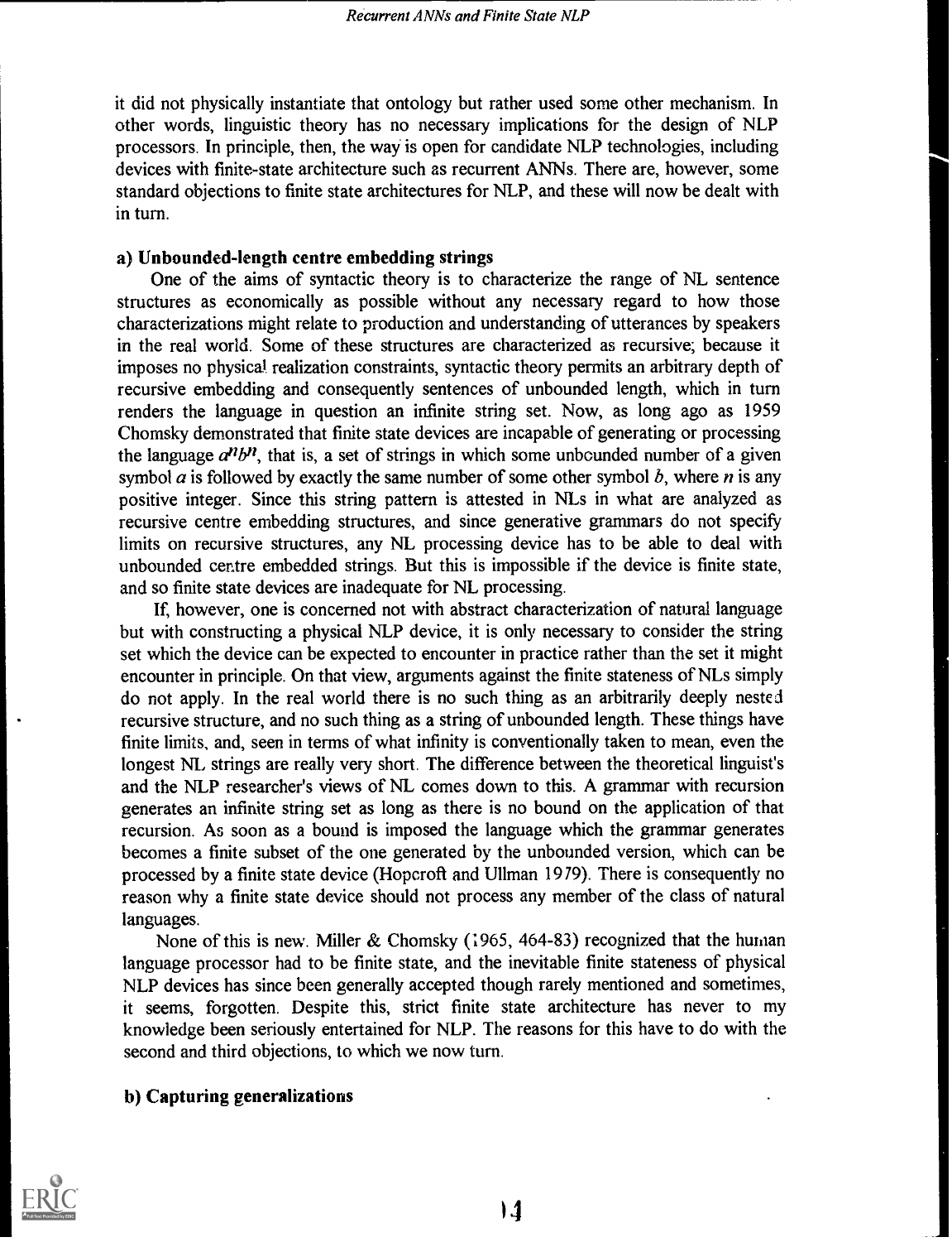it did not physically instantiate that ontology but rather used some other mechanism. In other words, linguistic theory has no necessary implications for the design of NLP processors. In principle, then, the way is open for candidate NLP technologies, including devices with finite-state architecture such as recurrent ANNs. There are, however, some standard objections to finite state architectures for NLP, and these will now be dealt with in turn.

**a) Unbounded-length centre embedding strings**

One of the aims of syntactic theory is to characterize the range of NL sentence structures as economically as possible without any necessary regard to how those characterizations might relate to production and understanding of utterances by speakers in the real world. Some of these structures are characterized as recursive; because it imposes no physical realization constraints, syntactic theory permits an arbitrary depth of recursive embedding and consequently sentences of unbounded length, which in turn renders the language in question an infinite string set. Now, as long ago as 1959 Chomsky demonstrated that finite state devices are incapable of generating or processing the language $a^n b^n$, that is, a set of strings in which some unbounded number of a given symbol $a$ is followed by exactly the same number of some other symbol $b$, where $n$ is any positive integer. Since this string pattern is attested in NLs in what are analyzed as recursive centre embedding structures, and since generative grammars do not specify limits on recursive structures, any NL processing device has to be able to deal with unbounded centre embedded strings. But this is impossible if the device is finite state, and so finite state devices are inadequate for NL processing.

If, however, one is concerned not with abstract characterization of natural language but with constructing a physical NLP device, it is only necessary to consider the string set which the device can be expected to encounter in practice rather than the set it might encounter in principle. On that view, arguments against the finite stateness of NLs simply do not apply. In the real world there is no such thing as an arbitrarily deeply nested recursive structure, and no such thing as a string of unbounded length. These things have finite limits, and, seen in terms of what infinity is conventionally taken to mean, even the longest NL strings are really very short. The difference between the theoretical linguist's and the NLP researcher's views of NL comes down to this. A grammar with recursion generates an infinite string set as long as there is no bound on the application of that recursion. As soon as a bound is imposed the language which the grammar generates becomes a finite subset of the one generated by the unbounded version, which can be processed by a finite state device (Hopcroft and Ullman 1979). There is consequently no reason why a finite state device should not process any member of the class of natural languages.

None of this is new. Miller & Chomsky (1965, 464-83) recognized that the human language processor had to be finite state, and the inevitable finite stateness of physical NLP devices has since been generally accepted though rarely mentioned and sometimes, it seems, forgotten. Despite this, strict finite state architecture has never to my knowledge been seriously entertained for NLP. The reasons for this have to do with the second and third objections, to which we now turn.

**b) Capturing generalizations**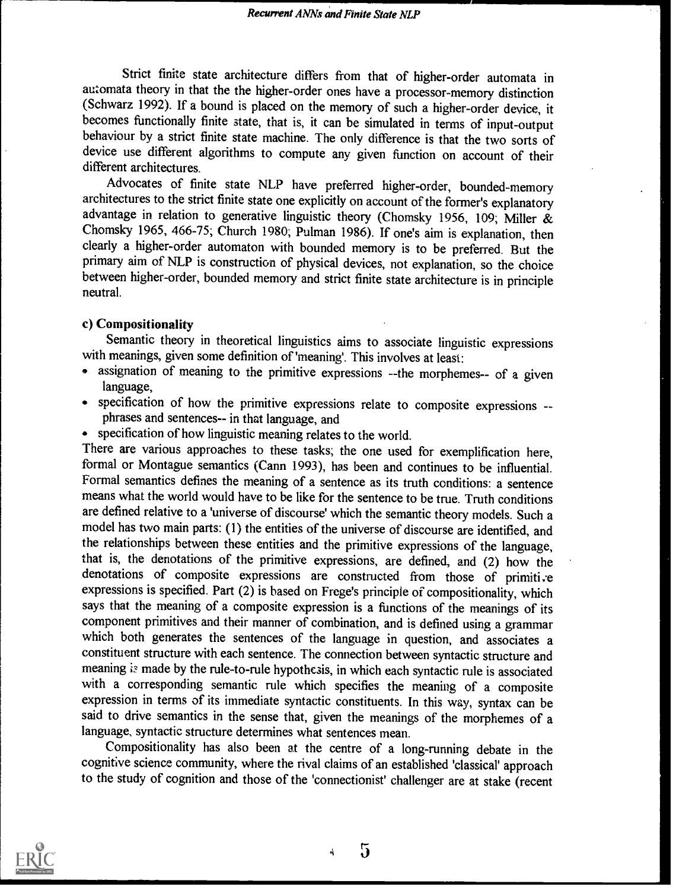Strict finite state architecture differs from that of higher-order automata in automata theory in that the the higher-order ones have a processor-memory distinction (Schwarz 1992). If a bound is placed on the memory of such a higher-order device, it becomes functionally finite state, that is, it can be simulated in terms of input-output behaviour by a strict finite state machine. The only difference is that the two sorts of device use different algorithms to compute any given function on account of their different architectures.

Advocates of finite state NLP have preferred higher-order, bounded-memory architectures to the strict finite state one explicitly on account of the former's explanatory advantage in relation to generative linguistic theory (Chomsky 1956, 109; Miller & Chomsky 1965, 466-75; Church 1980; Pulman 1986). If one's aim is explanation, then clearly a higher-order automaton with bounded memory is to be preferred. But the primary aim of NLP is construction of physical devices, not explanation, so the choice between higher-order, bounded memory and strict finite state architecture is in principle neutral.

**c) Compositionality**

Semantic theory in theoretical linguistics aims to associate linguistic expressions with meanings, given some definition of 'meaning'. This involves at least:

- assignation of meaning to the primitive expressions --the morphemes-- of a given language,
- specification of how the primitive expressions relate to composite expressions --phrases and sentences-- in that language, and
- specification of how linguistic meaning relates to the world.

There are various approaches to these tasks; the one used for exemplification here, formal or Montague semantics (Cann 1993), has been and continues to be influential. Formal semantics defines the meaning of a sentence as its truth conditions: a sentence means what the world would have to be like for the sentence to be true. Truth conditions are defined relative to a 'universe of discourse' which the semantic theory models. Such a model has two main parts: (1) the entities of the universe of discourse are identified, and the relationships between these entities and the primitive expressions of the language, that is, the denotations of the primitive expressions, are defined, and (2) how the denotations of composite expressions are constructed from those of primitive expressions is specified. Part (2) is based on Frege's principle of compositionality, which says that the meaning of a composite expression is a functions of the meanings of its component primitives and their manner of combination, and is defined using a grammar which both generates the sentences of the language in question, and associates a constituent structure with each sentence. The connection between syntactic structure and meaning is made by the rule-to-rule hypothesis, in which each syntactic rule is associated with a corresponding semantic rule which specifies the meaning of a composite expression in terms of its immediate syntactic constituents. In this way, syntax can be said to drive semantics in the sense that, given the meanings of the morphemes of a language, syntactic structure determines what sentences mean.

Compositionality has also been at the centre of a long-running debate in the cognitive science community, where the rival claims of an established 'classical' approach to the study of cognition and those of the 'connectionist' challenger are at stake (recent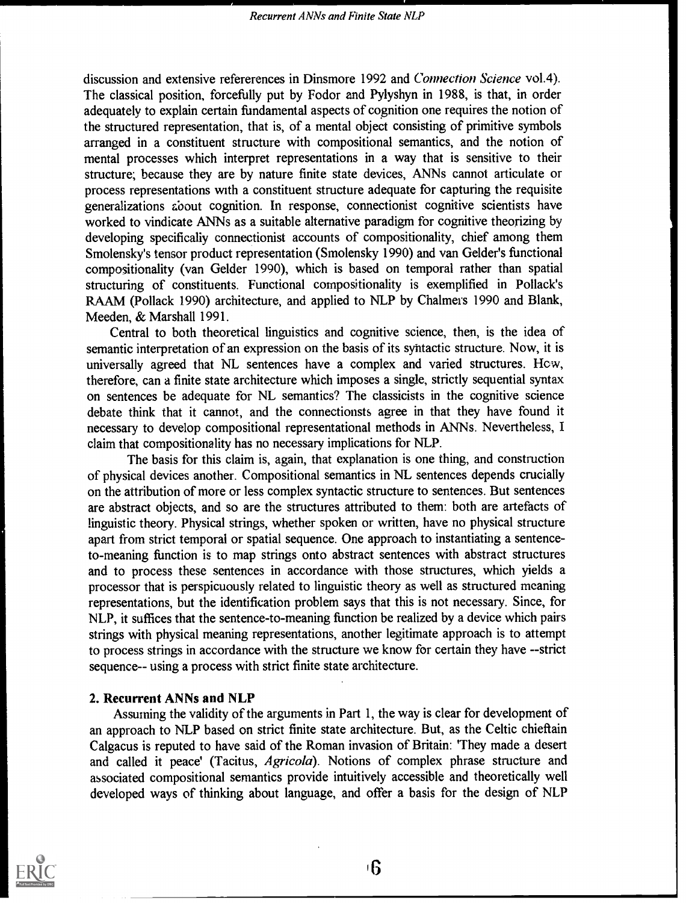discussion and extensive refererences in Dinsmore 1992 and *Connection Science* vol.4). The classical position, forcefully put by Fodor and Pylyshyn in 1988, is that, in order adequately to explain certain fundamental aspects of cognition one requires the notion of the structured representation, that is, of a mental object consisting of primitive symbols arranged in a constituent structure with compositional semantics, and the notion of mental processes which interpret representations in a way that is sensitive to their structure; because they are by nature finite state devices, ANNs cannot articulate or process representations with a constituent structure adequate for capturing the requisite generalizations about cognition. In response, connectionist cognitive scientists have worked to vindicate ANNs as a suitable alternative paradigm for cognitive theorizing by developing specifically connectionist accounts of compositionality, chief among them Smolensky's tensor product representation (Smolensky 1990) and van Gelder's functional compositionality (van Gelder 1990), which is based on temporal rather than spatial structuring of constituents. Functional compositionality is exemplified in Pollack's RAAM (Pollack 1990) architecture, and applied to NLP by Chalmers 1990 and Blank, Meeden, & Marshall 1991.

Central to both theoretical linguistics and cognitive science, then, is the idea of semantic interpretation of an expression on the basis of its syntactic structure. Now, it is universally agreed that NL sentences have a complex and varied structures. How, therefore, can a finite state architecture which imposes a single, strictly sequential syntax on sentences be adequate for NL semantics? The classicists in the cognitive science debate think that it cannot, and the connectionsts agree in that they have found it necessary to develop compositional representational methods in ANNs. Nevertheless, I claim that compositionality has no necessary implications for NLP.

The basis for this claim is, again, that explanation is one thing, and construction of physical devices another. Compositional semantics in NL sentences depends crucially on the attribution of more or less complex syntactic structure to sentences. But sentences are abstract objects, and so are the structures attributed to them: both are artefacts of linguistic theory. Physical strings, whether spoken or written, have no physical structure apart from strict temporal or spatial sequence. One approach to instantiating a sentence-to-meaning function is to map strings onto abstract sentences with abstract structures and to process these sentences in accordance with those structures, which yields a processor that is perspicuously related to linguistic theory as well as structured meaning representations, but the identification problem says that this is not necessary. Since, for NLP, it suffices that the sentence-to-meaning function be realized by a device which pairs strings with physical meaning representations, another legitimate approach is to attempt to process strings in accordance with the structure we know for certain they have --strict sequence-- using a process with strict finite state architecture.

## 2. Recurrent ANNs and NLP

Assuming the validity of the arguments in Part 1, the way is clear for development of an approach to NLP based on strict finite state architecture. But, as the Celtic chieftain Calgacus is reputed to have said of the Roman invasion of Britain: 'They made a desert and called it peace' (Tacitus, *Agricola*). Notions of complex phrase structure and associated compositional semantics provide intuitively accessible and theoretically well developed ways of thinking about language, and offer a basis for the design of NLP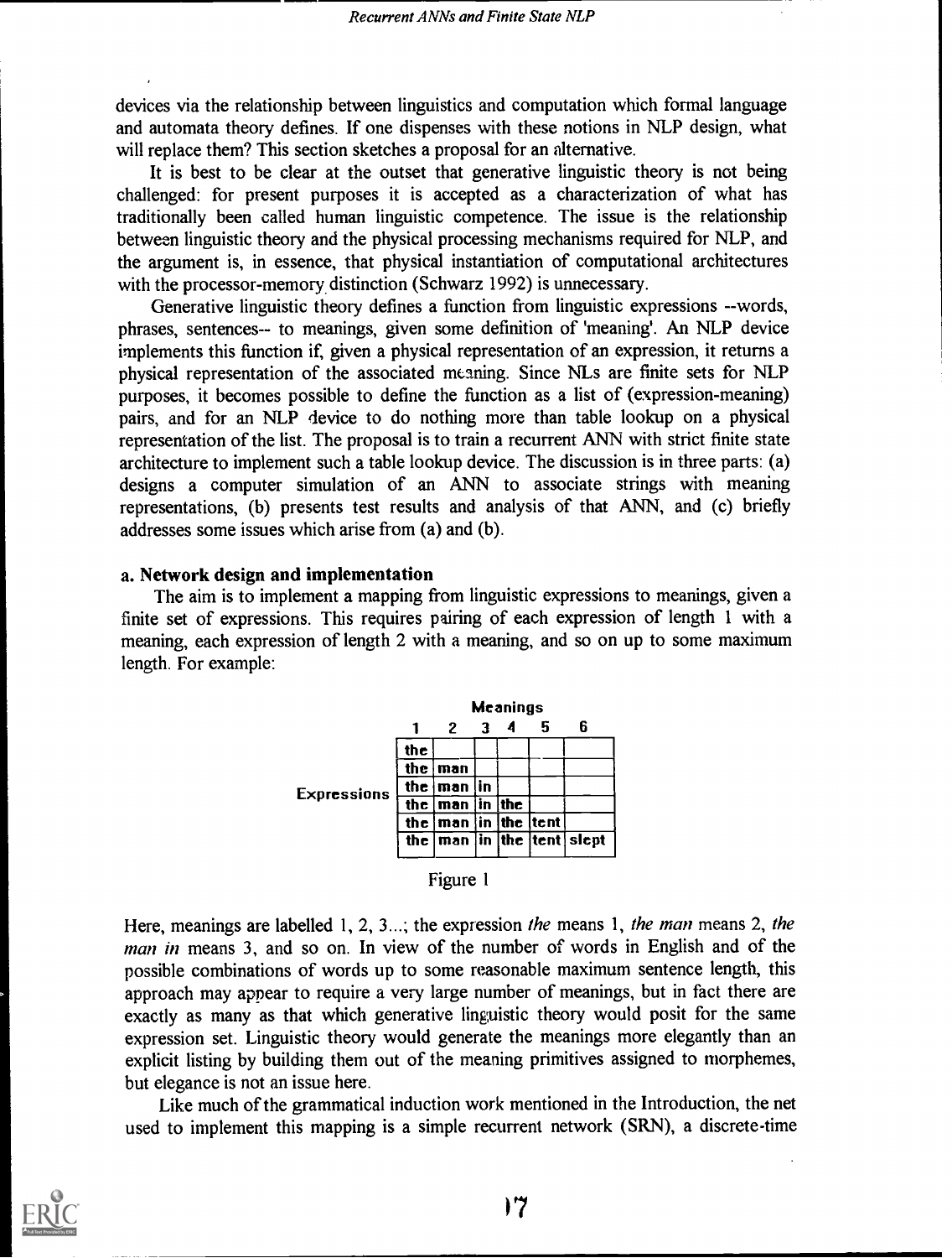devices via the relationship between linguistics and computation which formal language and automata theory defines. If one dispenses with these notions in NLP design, what will replace them? This section sketches a proposal for an alternative.

It is best to be clear at the outset that generative linguistic theory is not being challenged: for present purposes it is accepted as a characterization of what has traditionally been called human linguistic competence. The issue is the relationship between linguistic theory and the physical processing mechanisms required for NLP, and the argument is, in essence, that physical instantiation of computational architectures with the processor-memory distinction (Schwarz 1992) is unnecessary.

Generative linguistic theory defines a function from linguistic expressions --words, phrases, sentences-- to meanings, given some definition of 'meaning'. An NLP device implements this function if, given a physical representation of an expression, it returns a physical representation of the associated meaning. Since NLs are finite sets for NLP purposes, it becomes possible to define the function as a list of (expression-meaning) pairs, and for an NLP device to do nothing more than table lookup on a physical representation of the list. The proposal is to train a recurrent ANN with strict finite state architecture to implement such a table lookup device. The discussion is in three parts: (a) designs a computer simulation of an ANN to associate strings with meaning representations, (b) presents test results and analysis of that ANN, and (c) briefly addresses some issues which arise from (a) and (b).

## a. Network design and implementation

The aim is to implement a mapping from linguistic expressions to meanings, given a finite set of expressions. This requires pairing of each expression of length 1 with a meaning, each expression of length 2 with a meaning, and so on up to some maximum length. For example:

| | Meanings | | | | | |
|---|---|---|---|---|---|---|
| | 1 | 2 | 3 | 4 | 5 | 6 |
| Expressions | the | | | | | |
| | the | man | | | | |
| | the | man | in | | | |
| | the | man | in | the | | |
| | the | man | in | the | tent | |
| | the | man | in | the | tent | slept |

Figure 1

Here, meanings are labelled 1, 2, 3...; the expression *the* means 1, *the man* means 2, *the man in* means 3, and so on. In view of the number of words in English and of the possible combinations of words up to some reasonable maximum sentence length, this approach may appear to require a very large number of meanings, but in fact there are exactly as many as that which generative linguistic theory would posit for the same expression set. Linguistic theory would generate the meanings more elegantly than an explicit listing by building them out of the meaning primitives assigned to morphemes, but elegance is not an issue here.

Like much of the grammatical induction work mentioned in the Introduction, the net used to implement this mapping is a simple recurrent network (SRN), a discrete-time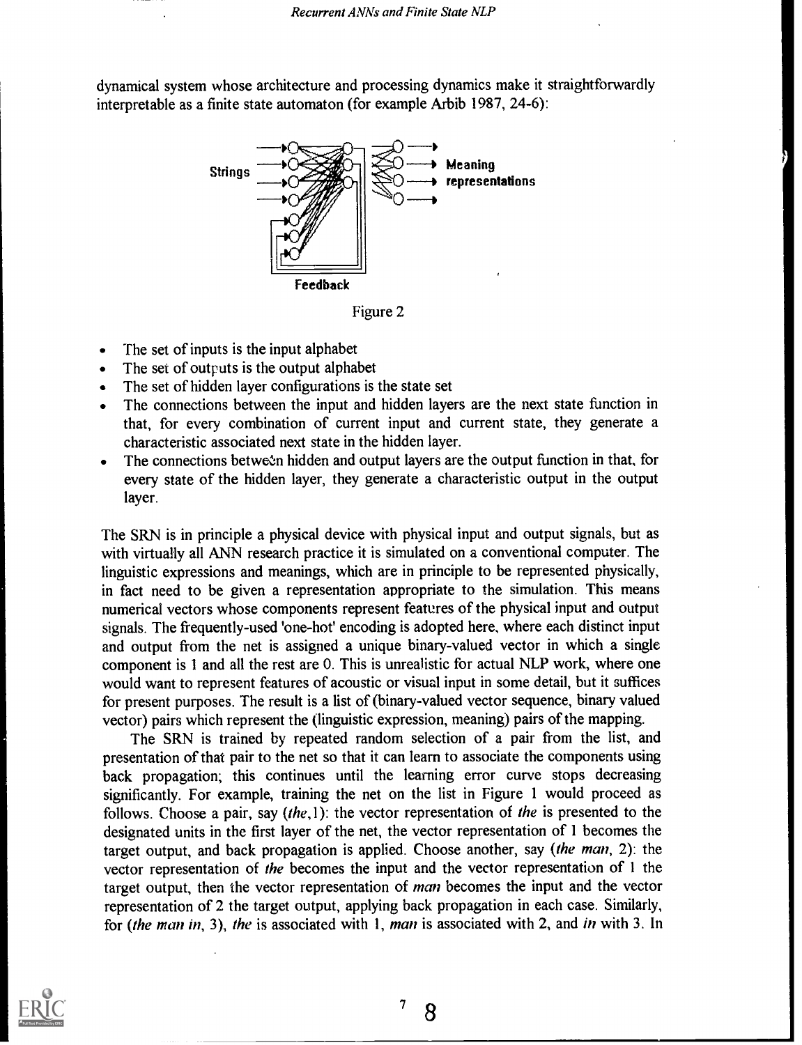dynamical system whose architecture and processing dynamics make it straightforwardly interpretable as a finite state automaton (for example Arbib 1987, 24-6):

Figure 2

- The set of inputs is the input alphabet
- The set of outputs is the output alphabet
- The set of hidden layer configurations is the state set
- The connections between the input and hidden layers are the next state function in that, for every combination of current input and current state, they generate a characteristic associated next state in the hidden layer.
- The connections between hidden and output layers are the output function in that, for every state of the hidden layer, they generate a characteristic output in the output layer.

The SRN is in principle a physical device with physical input and output signals, but as with virtually all ANN research practice it is simulated on a conventional computer. The linguistic expressions and meanings, which are in principle to be represented physically, in fact need to be given a representation appropriate to the simulation. This means numerical vectors whose components represent features of the physical input and output signals. The frequently-used 'one-hot' encoding is adopted here, where each distinct input and output from the net is assigned a unique binary-valued vector in which a single component is 1 and all the rest are 0. This is unrealistic for actual NLP work, where one would want to represent features of acoustic or visual input in some detail, but it suffices for present purposes. The result is a list of (binary-valued vector sequence, binary valued vector) pairs which represent the (linguistic expression, meaning) pairs of the mapping.

The SRN is trained by repeated random selection of a pair from the list, and presentation of that pair to the net so that it can learn to associate the components using back propagation; this continues until the learning error curve stops decreasing significantly. For example, training the net on the list in Figure 1 would proceed as follows. Choose a pair, say (*the*,1): the vector representation of *the* is presented to the designated units in the first layer of the net, the vector representation of 1 becomes the target output, and back propagation is applied. Choose another, say (*the man*, 2): the vector representation of *the* becomes the input and the vector representation of 1 the target output, then the vector representation of *man* becomes the input and the vector representation of 2 the target output, applying back propagation in each case. Similarly, for (*the man in*, 3), *the* is associated with 1, *man* is associated with 2, and *in* with 3. In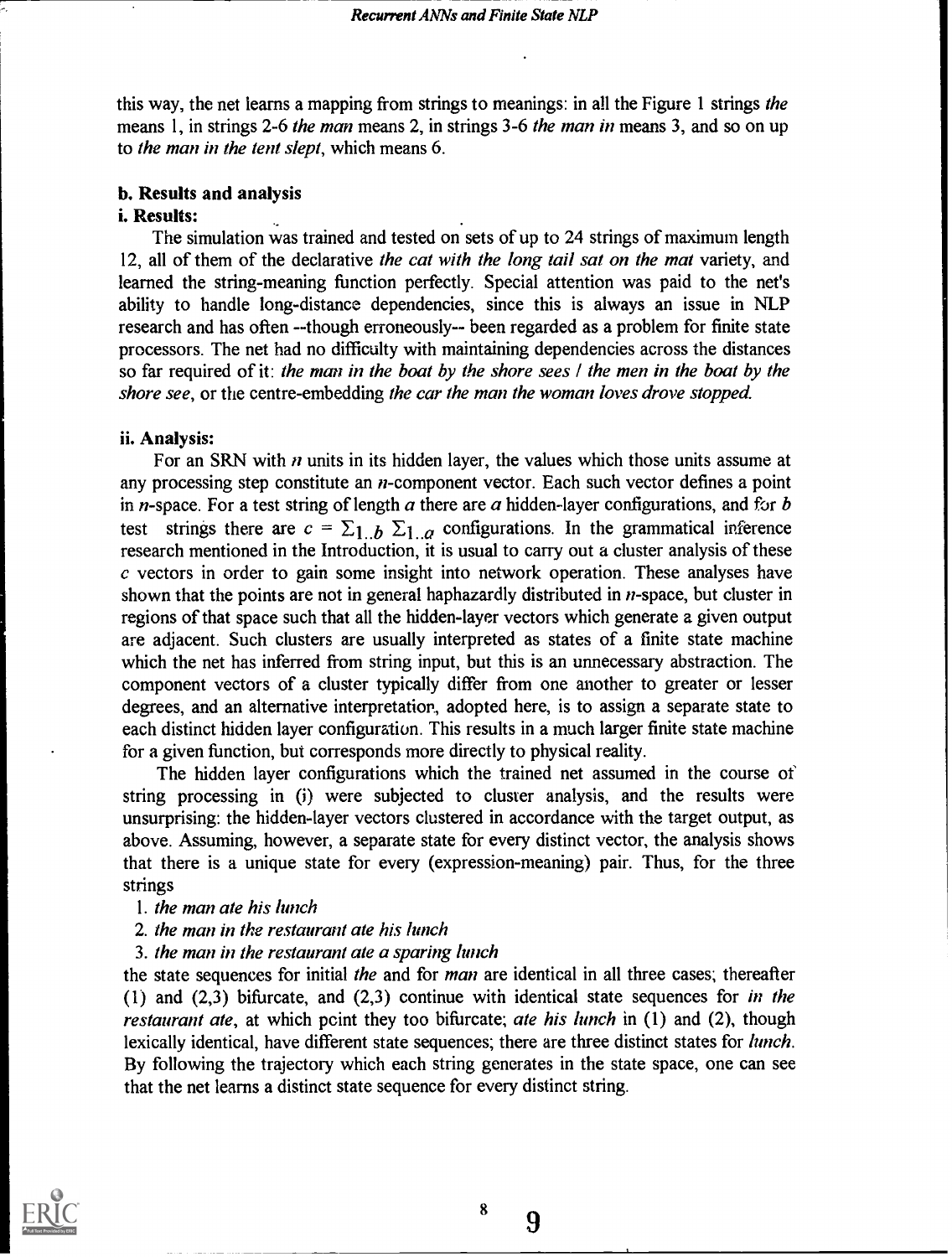this way, the net learns a mapping from strings to meanings: in all the Figure 1 strings *the* means 1, in strings 2-6 *the man* means 2, in strings 3-6 *the man in* means 3, and so on up to *the man in the tent slept*, which means 6.

### b. Results and analysis

#### i. Results:

The simulation was trained and tested on sets of up to 24 strings of maximum length 12, all of them of the declarative *the cat with the long tail sat on the mat* variety, and learned the string-meaning function perfectly. Special attention was paid to the net's ability to handle long-distance dependencies, since this is always an issue in NLP research and has often --though erroneously-- been regarded as a problem for finite state processors. The net had no difficulty with maintaining dependencies across the distances so far required of it: *the man in the boat by the shore sees / the men in the boat by the shore see*, or the centre-embedding *the car the man the woman loves drove stopped.*

#### ii. Analysis:

For an SRN with $n$ units in its hidden layer, the values which those units assume at any processing step constitute an $n$-component vector. Each such vector defines a point in $n$-space. For a test string of length $a$ there are $a$ hidden-layer configurations, and for $b$ test strings there are $c = \Sigma_{1..b}\ \Sigma_{1..a}$ configurations. In the grammatical inference research mentioned in the Introduction, it is usual to carry out a cluster analysis of these $c$ vectors in order to gain some insight into network operation. These analyses have shown that the points are not in general haphazardly distributed in $n$-space, but cluster in regions of that space such that all the hidden-layer vectors which generate a given output are adjacent. Such clusters are usually interpreted as states of a finite state machine which the net has inferred from string input, but this is an unnecessary abstraction. The component vectors of a cluster typically differ from one another to greater or lesser degrees, and an alternative interpretation, adopted here, is to assign a separate state to each distinct hidden layer configuration. This results in a much larger finite state machine for a given function, but corresponds more directly to physical reality.

The hidden layer configurations which the trained net assumed in the course of string processing in (i) were subjected to cluster analysis, and the results were unsurprising: the hidden-layer vectors clustered in accordance with the target output, as above. Assuming, however, a separate state for every distinct vector, the analysis shows that there is a unique state for every (expression-meaning) pair. Thus, for the three strings

1. *the man ate his lunch*
2. *the man in the restaurant ate his lunch*
3. *the man in the restaurant ate a sparing lunch*

the state sequences for initial *the* and for *man* are identical in all three cases; thereafter (1) and (2,3) bifurcate, and (2,3) continue with identical state sequences for *in the restaurant ate*, at which point they too bifurcate; *ate his lunch* in (1) and (2), though lexically identical, have different state sequences; there are three distinct states for *lunch*. By following the trajectory which each string generates in the state space, one can see that the net learns a distinct state sequence for every distinct string.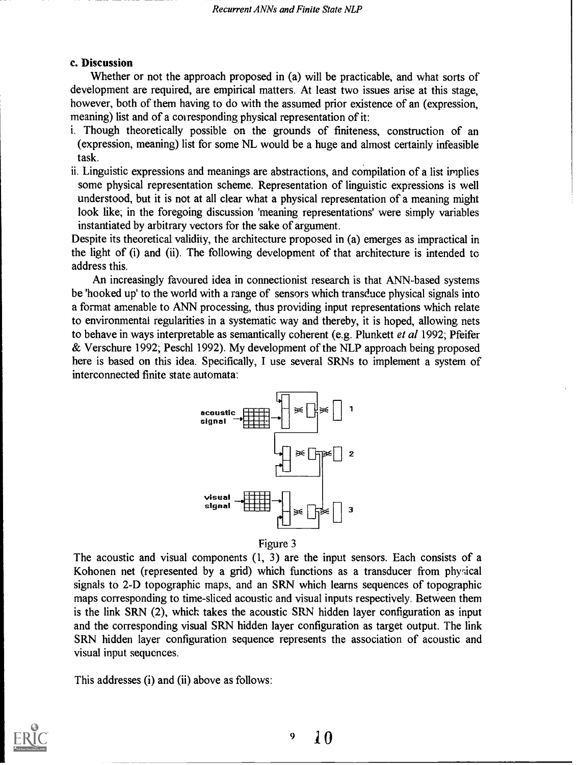### c. Discussion

Whether or not the approach proposed in (a) will be practicable, and what sorts of development are required, are empirical matters. At least two issues arise at this stage, however, both of them having to do with the assumed prior existence of an (expression, meaning) list and of a corresponding physical representation of it:

i. Though theoretically possible on the grounds of finiteness, construction of an (expression, meaning) list for some NL would be a huge and almost certainly infeasible task.

ii. Linguistic expressions and meanings are abstractions, and compilation of a list implies some physical representation scheme. Representation of linguistic expressions is well understood, but it is not at all clear what a physical representation of a meaning might look like; in the foregoing discussion 'meaning representations' were simply variables instantiated by arbitrary vectors for the sake of argument.

Despite its theoretical validity, the architecture proposed in (a) emerges as impractical in the light of (i) and (ii). The following development of that architecture is intended to address this.

An increasingly favoured idea in connectionist research is that ANN-based systems be 'hooked up' to the world with a range of sensors which transduce physical signals into a format amenable to ANN processing, thus providing input representations which relate to environmental regularities in a systematic way and thereby, it is hoped, allowing nets to behave in ways interpretable as semantically coherent (e.g. Plunkett *et al* 1992; Pfeifer & Verschure 1992; Peschl 1992). My development of the NLP approach being proposed here is based on this idea. Specifically, I use several SRNs to implement a system of interconnected finite state automata:

Figure 3

The acoustic and visual components (1, 3) are the input sensors. Each consists of a Kohonen net (represented by a grid) which functions as a transducer from physical signals to 2-D topographic maps, and an SRN which learns sequences of topographic maps corresponding to time-sliced acoustic and visual inputs respectively. Between them is the link SRN (2), which takes the acoustic SRN hidden layer configuration as input and the corresponding visual SRN hidden layer configuration as target output. The link SRN hidden layer configuration sequence represents the association of acoustic and visual input sequences.

This addresses (i) and (ii) above as follows: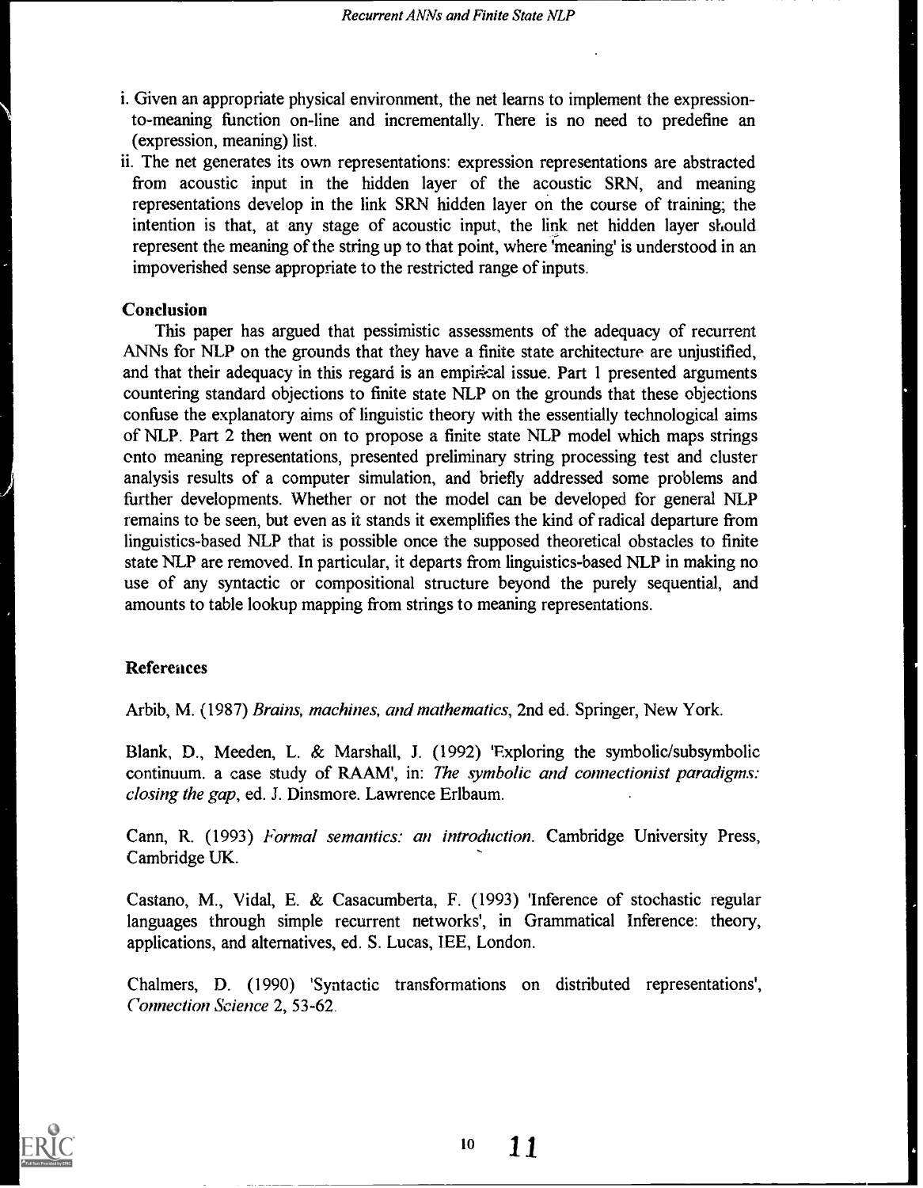i. Given an appropriate physical environment, the net learns to implement the expression-to-meaning function on-line and incrementally. There is no need to predefine an (expression, meaning) list.

ii. The net generates its own representations: expression representations are abstracted from acoustic input in the hidden layer of the acoustic SRN, and meaning representations develop in the link SRN hidden layer on the course of training; the intention is that, at any stage of acoustic input, the link net hidden layer should represent the meaning of the string up to that point, where 'meaning' is understood in an impoverished sense appropriate to the restricted range of inputs.

**Conclusion**

This paper has argued that pessimistic assessments of the adequacy of recurrent ANNs for NLP on the grounds that they have a finite state architecture are unjustified, and that their adequacy in this regard is an empirical issue. Part 1 presented arguments countering standard objections to finite state NLP on the grounds that these objections confuse the explanatory aims of linguistic theory with the essentially technological aims of NLP. Part 2 then went on to propose a finite state NLP model which maps strings onto meaning representations, presented preliminary string processing test and cluster analysis results of a computer simulation, and briefly addressed some problems and further developments. Whether or not the model can be developed for general NLP remains to be seen, but even as it stands it exemplifies the kind of radical departure from linguistics-based NLP that is possible once the supposed theoretical obstacles to finite state NLP are removed. In particular, it departs from linguistics-based NLP in making no use of any syntactic or compositional structure beyond the purely sequential, and amounts to table lookup mapping from strings to meaning representations.

**References**

Arbib, M. (1987) *Brains, machines, and mathematics*, 2nd ed. Springer, New York.

Blank, D., Meeden, L. & Marshall, J. (1992) 'Exploring the symbolic/subsymbolic continuum. a case study of RAAM', in: *The symbolic and connectionist paradigms: closing the gap*, ed. J. Dinsmore. Lawrence Erlbaum.

Cann, R. (1993) *Formal semantics: an introduction*. Cambridge University Press, Cambridge UK.

Castano, M., Vidal, E. & Casacumberta, F. (1993) 'Inference of stochastic regular languages through simple recurrent networks', in Grammatical Inference: theory, applications, and alternatives, ed. S. Lucas, IEE, London.

Chalmers, D. (1990) 'Syntactic transformations on distributed representations', *Connection Science* 2, 53-62.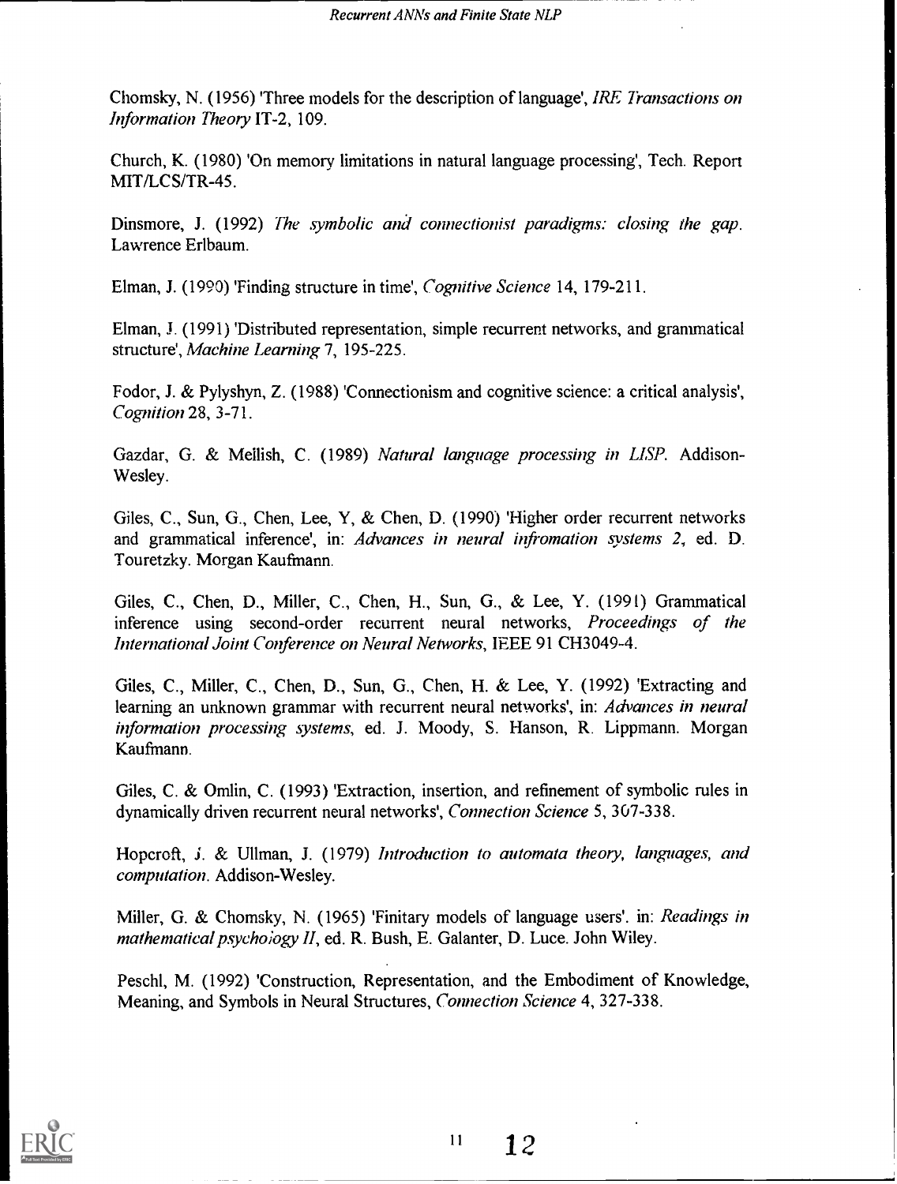Chomsky, N. (1956) 'Three models for the description of language', *IRE Transactions on Information Theory* IT-2, 109.

Church, K. (1980) 'On memory limitations in natural language processing', Tech. Report MIT/LCS/TR-45.

Dinsmore, J. (1992) *The symbolic and connectionist paradigms: closing the gap.* Lawrence Erlbaum.

Elman, J. (1990) 'Finding structure in time', *Cognitive Science* 14, 179-211.

Elman, J. (1991) 'Distributed representation, simple recurrent networks, and grammatical structure', *Machine Learning* 7, 195-225.

Fodor, J. & Pylyshyn, Z. (1988) 'Connectionism and cognitive science: a critical analysis', *Cognition* 28, 3-71.

Gazdar, G. & Mellish, C. (1989) *Natural language processing in LISP.* Addison-Wesley.

Giles, C., Sun, G., Chen, Lee, Y, & Chen, D. (1990) 'Higher order recurrent networks and grammatical inference', in: *Advances in neural infromation systems 2*, ed. D. Touretzky. Morgan Kaufmann.

Giles, C., Chen, D., Miller, C., Chen, H., Sun, G., & Lee, Y. (1991) Grammatical inference using second-order recurrent neural networks, *Proceedings of the International Joint Conference on Neural Networks*, IEEE 91 CH3049-4.

Giles, C., Miller, C., Chen, D., Sun, G., Chen, H. & Lee, Y. (1992) 'Extracting and learning an unknown grammar with recurrent neural networks', in: *Advances in neural information processing systems*, ed. J. Moody, S. Hanson, R. Lippmann. Morgan Kaufmann.

Giles, C. & Omlin, C. (1993) 'Extraction, insertion, and refinement of symbolic rules in dynamically driven recurrent neural networks', *Connection Science* 5, 307-338.

Hopcroft, J. & Ullman, J. (1979) *Introduction to automata theory, languages, and computation.* Addison-Wesley.

Miller, G. & Chomsky, N. (1965) 'Finitary models of language users'. in: *Readings in mathematical psychology II*, ed. R. Bush, E. Galanter, D. Luce. John Wiley.

Peschl, M. (1992) 'Construction, Representation, and the Embodiment of Knowledge, Meaning, and Symbols in Neural Structures, *Connection Science* 4, 327-338.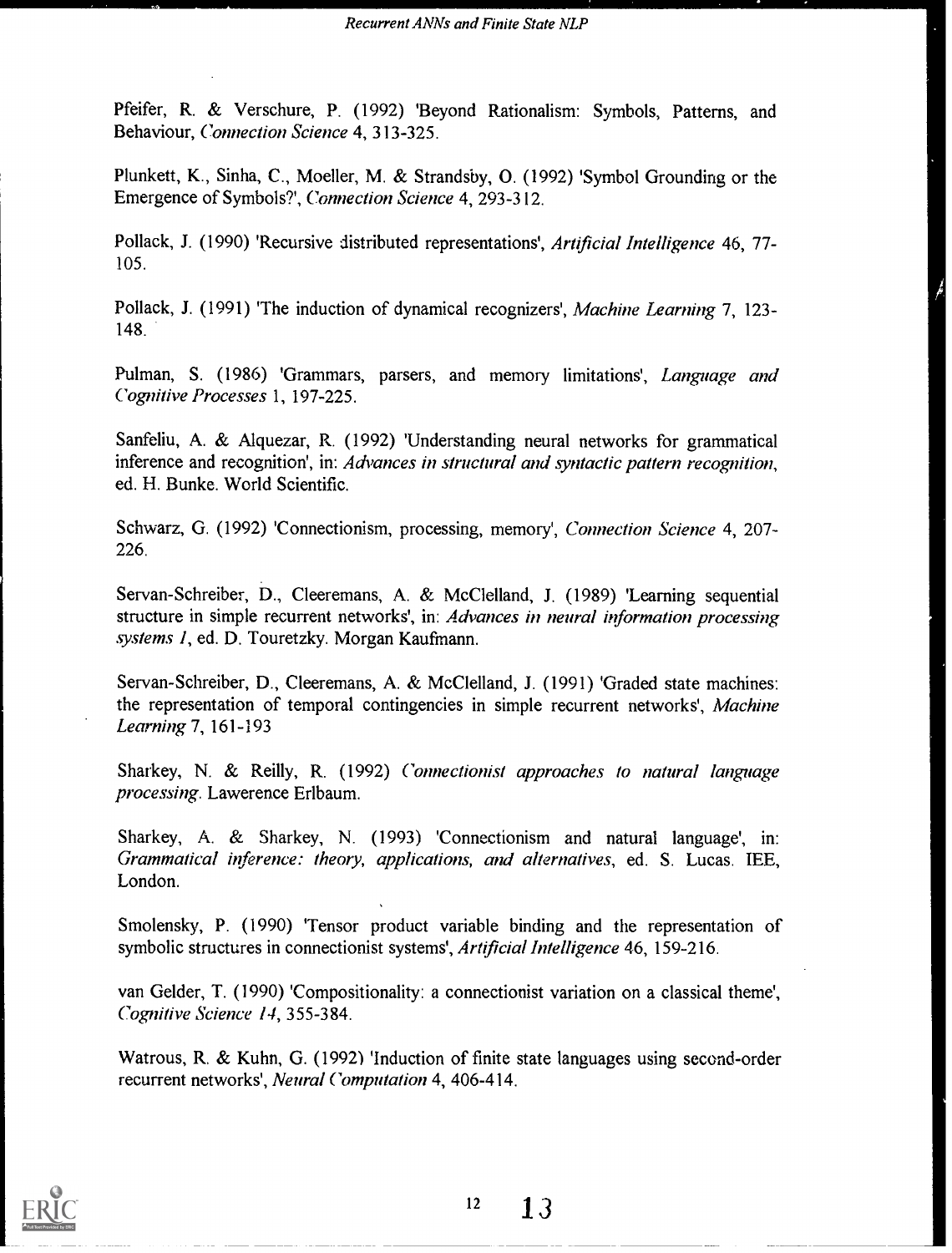Pfeifer, R. & Verschure, P. (1992) 'Beyond Rationalism: Symbols, Patterns, and Behaviour, *Connection Science* 4, 313-325.

Plunkett, K., Sinha, C., Moeller, M. & Strandsby, O. (1992) 'Symbol Grounding or the Emergence of Symbols?', *Connection Science* 4, 293-312.

Pollack, J. (1990) 'Recursive distributed representations', *Artificial Intelligence* 46, 77-105.

Pollack, J. (1991) 'The induction of dynamical recognizers', *Machine Learning* 7, 123-148.

Pulman, S. (1986) 'Grammars, parsers, and memory limitations', *Language and Cognitive Processes* 1, 197-225.

Sanfeliu, A. & Alquezar, R. (1992) 'Understanding neural networks for grammatical inference and recognition', in: *Advances in structural and syntactic pattern recognition*, ed. H. Bunke. World Scientific.

Schwarz, G. (1992) 'Connectionism, processing, memory', *Connection Science* 4, 207-226.

Servan-Schreiber, D., Cleeremans, A. & McClelland, J. (1989) 'Learning sequential structure in simple recurrent networks', in: *Advances in neural information processing systems 1*, ed. D. Touretzky. Morgan Kaufmann.

Servan-Schreiber, D., Cleeremans, A. & McClelland, J. (1991) 'Graded state machines: the representation of temporal contingencies in simple recurrent networks', *Machine Learning* 7, 161-193

Sharkey, N. & Reilly, R. (1992) *Connectionist approaches to natural language processing*. Lawerence Erlbaum.

Sharkey, A. & Sharkey, N. (1993) 'Connectionism and natural language', in: *Grammatical inference: theory, applications, and alternatives*, ed. S. Lucas. IEE, London.

Smolensky, P. (1990) 'Tensor product variable binding and the representation of symbolic structures in connectionist systems', *Artificial Intelligence* 46, 159-216.

van Gelder, T. (1990) 'Compositionality: a connectionist variation on a classical theme', *Cognitive Science* 14, 355-384.

Watrous, R. & Kuhn, G. (1992) 'Induction of finite state languages using second-order recurrent networks', *Neural Computation* 4, 406-414.